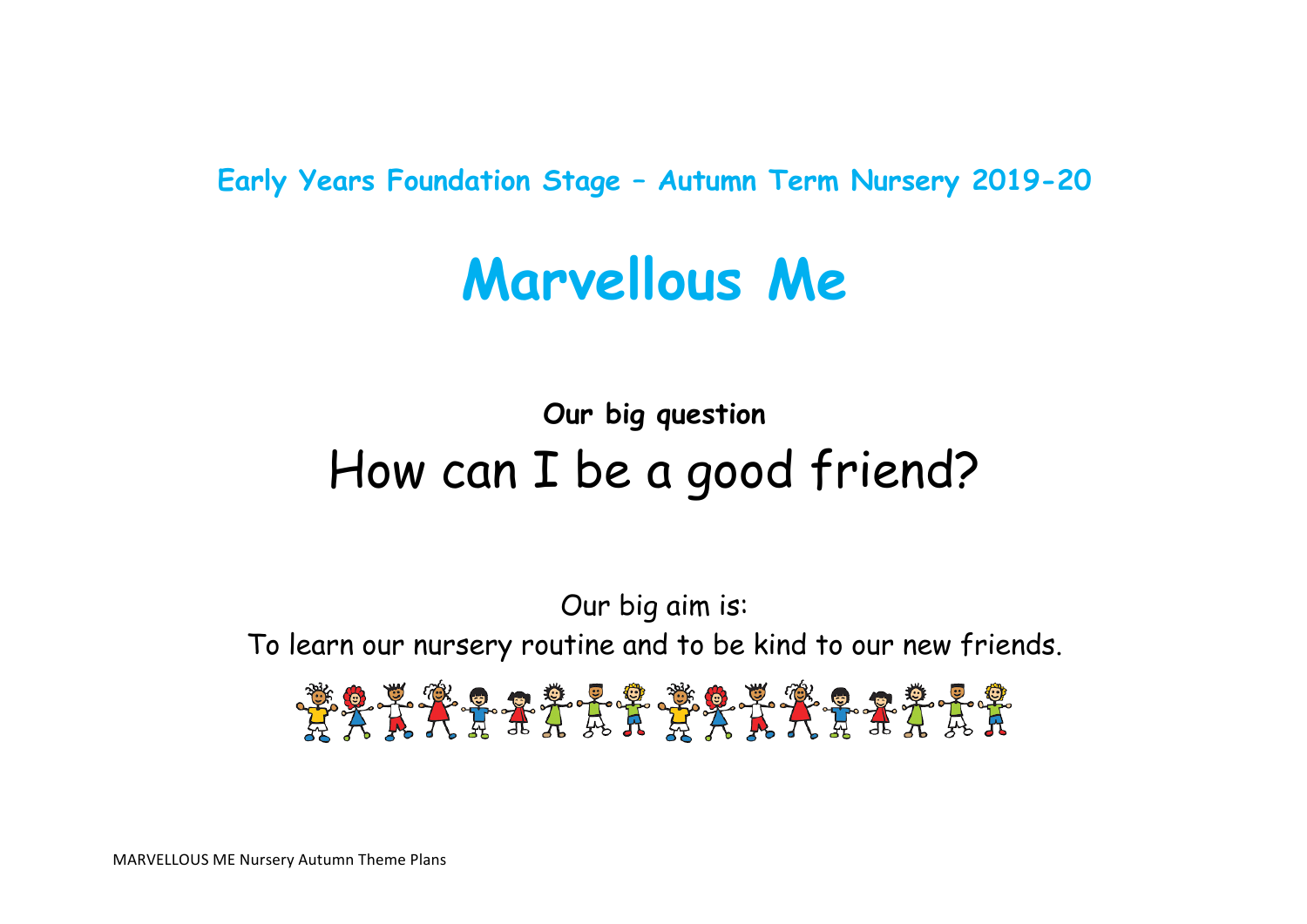**Early Years Foundation Stage – Autumn Term Nursery 2019-20**

# Marvellous Me

**Our big question**

## How can I be a good friend?

Our big aim is:

To learn our nursery routine and to be kind to our new friends.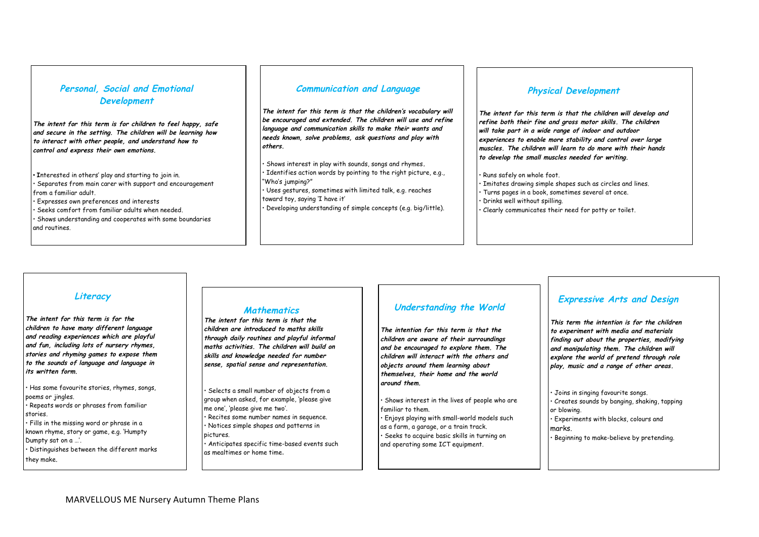## Personal, Social and Emotional Development

***The intent for this term is for children to feel happy, safe and secure in the setting. The children will be learning how to interact with other people, and understand how to control and express their own emotions.***

- Interested in others' play and starting to join in.
- Separates from main carer with support and encouragement from a familiar adult.
- Expresses own preferences and interests
- Seeks comfort from familiar adults when needed.
- Shows understanding and cooperates with some boundaries and routines.

## Communication and Language

***The intent for this term is that the children's vocabulary will be encouraged and extended. The children will use and refine language and communication skills to make their wants and needs known, solve problems, ask questions and play with others.***

- Shows interest in play with sounds, songs and rhymes.
- Identifies action words by pointing to the right picture, e.g., "Who's jumping?"
- Uses gestures, sometimes with limited talk, e.g. reaches toward toy, saying 'I have it'
- Developing understanding of simple concepts (e.g. big/little).

## Physical Development

***The intent for this term is that the children will develop and refine both their fine and gross motor skills. The children will take part in a wide range of indoor and outdoor experiences to enable more stability and control over large muscles. The children will learn to do more with their hands to develop the small muscles needed for writing.***

- Runs safely on whole foot.
- Imitates drawing simple shapes such as circles and lines.
- Turns pages in a book, sometimes several at once.
- Drinks well without spilling.
- Clearly communicates their need for potty or toilet.

## Literacy

***The intent for this term is for the children to have many different language and reading experiences which are playful and fun, including lots of nursery rhymes, stories and rhyming games to expose them to the sounds of language and language in its written form.***

- Has some favourite stories, rhymes, songs, poems or jingles.
- Repeats words or phrases from familiar stories.
- Fills in the missing word or phrase in a known rhyme, story or game, e.g. 'Humpty Dumpty sat on a …'.
- Distinguishes between the different marks they make.

## Mathematics

***The intent for this term is that the children are introduced to maths skills through daily routines and playful informal maths activities. The children will build on skills and knowledge needed for number sense, spatial sense and representation.***

- Selects a small number of objects from a group when asked, for example, 'please give me one', 'please give me two'.
- Recites some number names in sequence.
- Notices simple shapes and patterns in pictures.
- Anticipates specific time-based events such as mealtimes or home time.

## Understanding the World

***The intention for this term is that the children are aware of their surroundings and be encouraged to explore them. The children will interact with the others and objects around them learning about themselves, their home and the world around them.***

- Shows interest in the lives of people who are familiar to them.
- Enjoys playing with small-world models such as a farm, a garage, or a train track.
- Seeks to acquire basic skills in turning on and operating some ICT equipment.

## Expressive Arts and Design

***This term the intention is for the children to experiment with media and materials finding out about the properties, modifying and manipulating them. The children will explore the world of pretend through role play, music and a range of other areas.***

- Joins in singing favourite songs.
- Creates sounds by banging, shaking, tapping or blowing.
- Experiments with blocks, colours and marks.
- Beginning to make-believe by pretending.

MARVELLOUS ME Nursery Autumn Theme Plans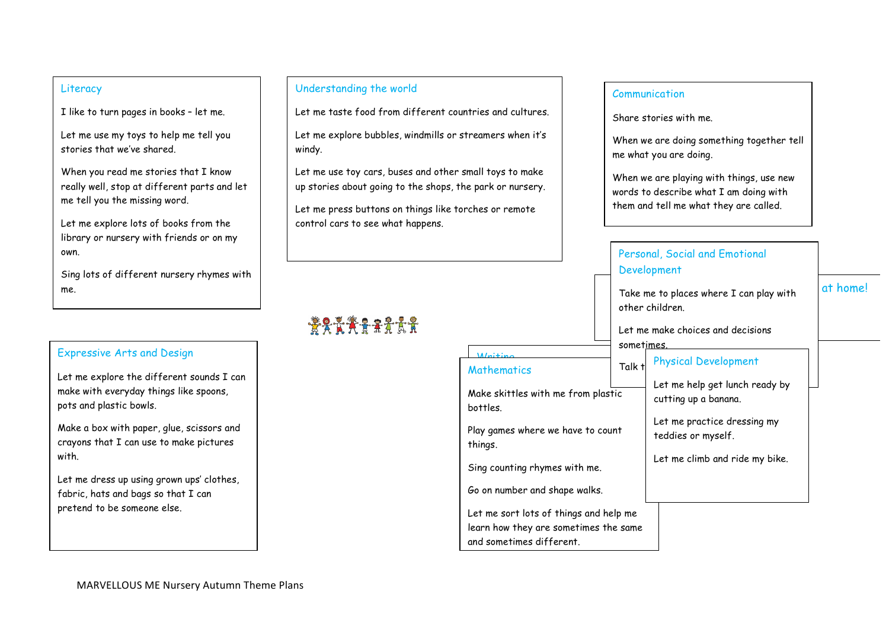## Literacy

I like to turn pages in books – let me.

Let me use my toys to help me tell you stories that we've shared.

When you read me stories that I know really well, stop at different parts and let me tell you the missing word.

Let me explore lots of books from the library or nursery with friends or on my own.

Sing lots of different nursery rhymes with me.

## Understanding the world

Let me taste food from different countries and cultures.

Let me explore bubbles, windmills or streamers when it's windy.

Let me use toy cars, buses and other small toys to make up stories about going to the shops, the park or nursery.

Let me press buttons on things like torches or remote control cars to see what happens.

## Communication

Share stories with me.

When we are doing something together tell me what you are doing.

When we are playing with things, use new words to describe what I am doing with them and tell me what they are called.

## Personal, Social and Emotional Development

Take me to places where I can play with other children.

Let me make choices and decisions sometimes.

Talk t

at home!

## Expressive Arts and Design

Let me explore the different sounds I can make with everyday things like spoons, pots and plastic bowls.

Make a box with paper, glue, scissors and crayons that I can use to make pictures with.

Let me dress up using grown ups' clothes, fabric, hats and bags so that I can pretend to be someone else.

Writing

## Mathematics

Make skittles with me from plastic bottles.

Play games where we have to count things.

Sing counting rhymes with me.

Go on number and shape walks.

Let me sort lots of things and help me learn how they are sometimes the same and sometimes different.

## Physical Development

Let me help get lunch ready by cutting up a banana.

Let me practice dressing my teddies or myself.

Let me climb and ride my bike.

MARVELLOUS ME Nursery Autumn Theme Plans